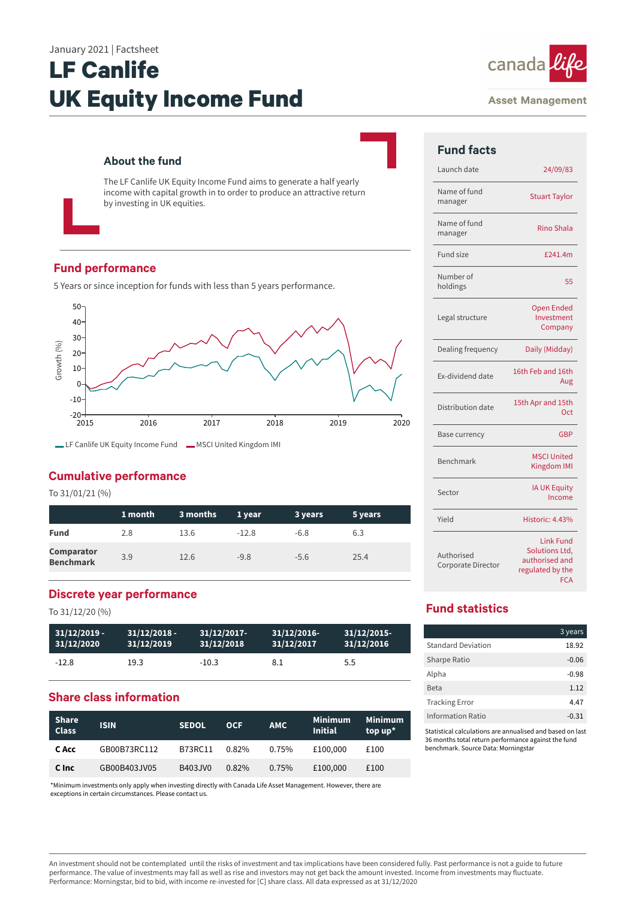January 2021 | Factsheet

# LF Canlife UK Equity Income Fund

canada life
Asset Management

## About the fund

The LF Canlife UK Equity Income Fund aims to generate a half yearly income with capital growth in to order to produce an attractive return by investing in UK equities.

## Fund performance

5 Years or since inception for funds with less than 5 years performance.

— LF Canlife UK Equity Income Fund — MSCI United Kingdom IMI

## Cumulative performance

To 31/01/21 (%)

| | 1 month | 3 months | 1 year | 3 years | 5 years |
|---|---|---|---|---|---|
| **Fund** | 2.8 | 13.6 | -12.8 | -6.8 | 6.3 |
| **Comparator Benchmark** | 3.9 | 12.6 | -9.8 | -5.6 | 25.4 |

## Discrete year performance

To 31/12/20 (%)

| 31/12/2019 - 31/12/2020 | 31/12/2018 - 31/12/2019 | 31/12/2017- 31/12/2018 | 31/12/2016- 31/12/2017 | 31/12/2015- 31/12/2016 |
|---|---|---|---|---|
| -12.8 | 19.3 | -10.3 | 8.1 | 5.5 |

## Share class information

| Share Class | ISIN | SEDOL | OCF | AMC | Minimum Initial | Minimum top up* |
|---|---|---|---|---|---|---|
| **C Acc** | GB00B73RC112 | B73RC11 | 0.82% | 0.75% | £100,000 | £100 |
| **C Inc** | GB00B403JV05 | B403JV0 | 0.82% | 0.75% | £100,000 | £100 |

*Minimum investments only apply when investing directly with Canada Life Asset Management. However, there are exceptions in certain circumstances. Please contact us.

## Fund facts

| | |
|---|---|
| Launch date | 24/09/83 |
| Name of fund manager | Stuart Taylor |
| Name of fund manager | Rino Shala |
| Fund size | £241.4m |
| Number of holdings | 55 |
| Legal structure | Open Ended Investment Company |
| Dealing frequency | Daily (Midday) |
| Ex-dividend date | 16th Feb and 16th Aug |
| Distribution date | 15th Apr and 15th Oct |
| Base currency | GBP |
| Benchmark | MSCI United Kingdom IMI |
| Sector | IA UK Equity Income |
| Yield | Historic: 4.43% |
| Authorised Corporate Director | Link Fund Solutions Ltd, authorised and regulated by the FCA |

## Fund statistics

| | 3 years |
|---|---|
| Standard Deviation | 18.92 |
| Sharpe Ratio | -0.06 |
| Alpha | -0.98 |
| Beta | 1.12 |
| Tracking Error | 4.47 |
| Information Ratio | -0.31 |

Statistical calculations are annualised and based on last 36 months total return performance against the fund benchmark. Source Data: Morningstar

An investment should not be contemplated until the risks of investment and tax implications have been considered fully. Past performance is not a guide to future performance. The value of investments may fall as well as rise and investors may not get back the amount invested. Income from investments may fluctuate. Performance: Morningstar, bid to bid, with income re-invested for [C] share class. All data expressed as at 31/12/2020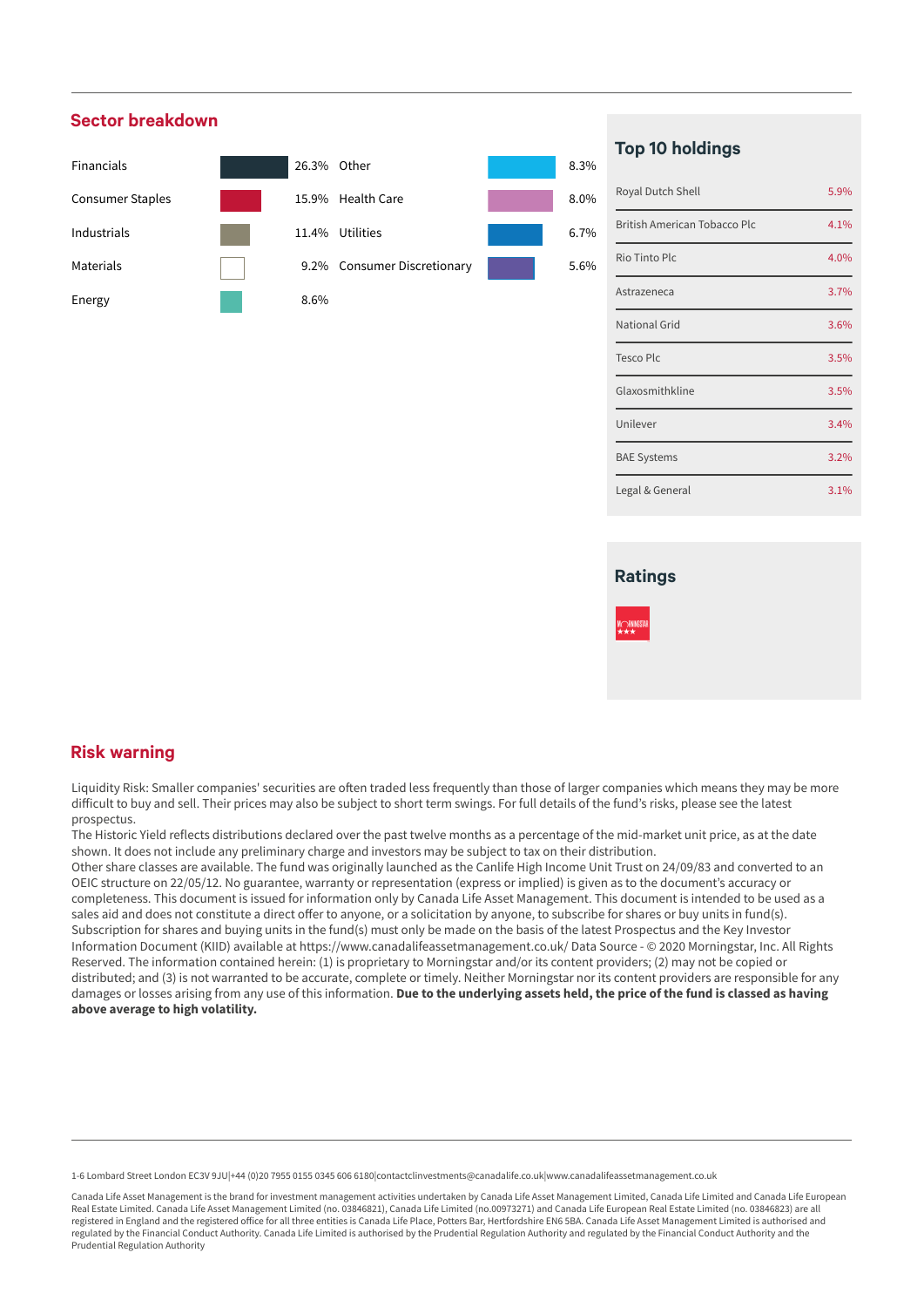## Sector breakdown

Financials 26.3%
Consumer Staples 15.9%
Industrials 11.4%
Materials 9.2%
Energy 8.6%
Other 8.3%
Health Care 8.0%
Utilities 6.7%
Consumer Discretionary 5.6%

## Top 10 holdings

| | |
|---|---|
| Royal Dutch Shell | 5.9% |
| British American Tobacco Plc | 4.1% |
| Rio Tinto Plc | 4.0% |
| Astrazeneca | 3.7% |
| National Grid | 3.6% |
| Tesco Plc | 3.5% |
| Glaxosmithkline | 3.5% |
| Unilever | 3.4% |
| BAE Systems | 3.2% |
| Legal & General | 3.1% |

## Ratings

MORNINGSTAR ★★★

## Risk warning

Liquidity Risk: Smaller companies' securities are often traded less frequently than those of larger companies which means they may be more difficult to buy and sell. Their prices may also be subject to short term swings. For full details of the fund's risks, please see the latest prospectus.
The Historic Yield reflects distributions declared over the past twelve months as a percentage of the mid-market unit price, as at the date shown. It does not include any preliminary charge and investors may be subject to tax on their distribution.
Other share classes are available. The fund was originally launched as the Canlife High Income Unit Trust on 24/09/83 and converted to an OEIC structure on 22/05/12. No guarantee, warranty or representation (express or implied) is given as to the document's accuracy or completeness. This document is issued for information only by Canada Life Asset Management. This document is intended to be used as a sales aid and does not constitute a direct offer to anyone, or a solicitation by anyone, to subscribe for shares or buy units in fund(s). Subscription for shares and buying units in the fund(s) must only be made on the basis of the latest Prospectus and the Key Investor Information Document (KIID) available at https://www.canadalifeassetmanagement.co.uk/ Data Source - © 2020 Morningstar, Inc. All Rights Reserved. The information contained herein: (1) is proprietary to Morningstar and/or its content providers; (2) may not be copied or distributed; and (3) is not warranted to be accurate, complete or timely. Neither Morningstar nor its content providers are responsible for any damages or losses arising from any use of this information. **Due to the underlying assets held, the price of the fund is classed as having above average to high volatility.**

1-6 Lombard Street London EC3V 9JU|+44 (0)20 7955 0155 0345 606 6180|contactclinvestments@canadalife.co.uk|www.canadalifeassetmanagement.co.uk

Canada Life Asset Management is the brand for investment management activities undertaken by Canada Life Asset Management Limited, Canada Life Limited and Canada Life European Real Estate Limited. Canada Life Asset Management Limited (no. 03846821), Canada Life Limited (no.00973271) and Canada Life European Real Estate Limited (no. 03846823) are all registered in England and the registered office for all three entities is Canada Life Place, Potters Bar, Hertfordshire EN6 5BA. Canada Life Asset Management Limited is authorised and regulated by the Financial Conduct Authority. Canada Life Limited is authorised by the Prudential Regulation Authority and regulated by the Financial Conduct Authority and the Prudential Regulation Authority